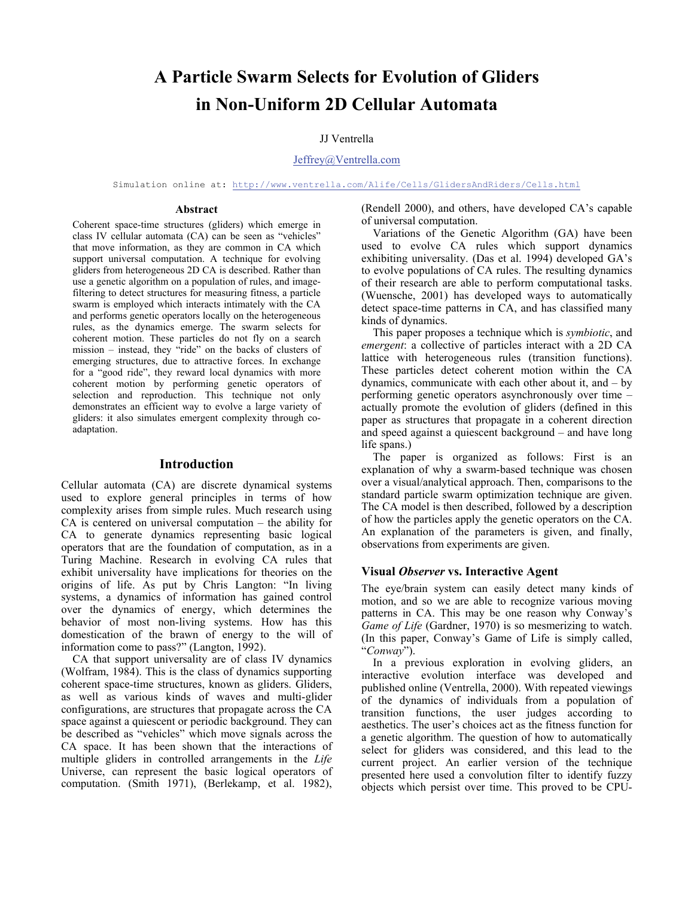# A Particle Swarm Selects for Evolution of Gliders in Non-Uniform 2D Cellular Automata

JJ Ventrella

Jeffrey@Ventrella.com

Simulation online at: http://www.ventrella.com/Alife/Cells/GlidersAndRiders/Cells.html

### Abstract

Coherent space-time structures (gliders) which emerge in class IV cellular automata (CA) can be seen as "vehicles" that move information, as they are common in CA which support universal computation. A technique for evolving gliders from heterogeneous 2D CA is described. Rather than use a genetic algorithm on a population of rules, and image-filtering to detect structures for measuring fitness, a particle swarm is employed which interacts intimately with the CA and performs genetic operators locally on the heterogeneous rules, as the dynamics emerge. The swarm selects for coherent motion. These particles do not fly on a search mission – instead, they "ride" on the backs of clusters of emerging structures, due to attractive forces. In exchange for a "good ride", they reward local dynamics with more coherent motion by performing genetic operators of selection and reproduction. This technique not only demonstrates an efficient way to evolve a large variety of gliders: it also simulates emergent complexity through co-adaptation.

## Introduction

Cellular automata (CA) are discrete dynamical systems used to explore general principles in terms of how complexity arises from simple rules. Much research using CA is centered on universal computation – the ability for CA to generate dynamics representing basic logical operators that are the foundation of computation, as in a Turing Machine. Research in evolving CA rules that exhibit universality have implications for theories on the origins of life. As put by Chris Langton: "In living systems, a dynamics of information has gained control over the dynamics of energy, which determines the behavior of most non-living systems. How has this domestication of the brawn of energy to the will of information come to pass?" (Langton, 1992).

CA that support universality are of class IV dynamics (Wolfram, 1984). This is the class of dynamics supporting coherent space-time structures, known as gliders. Gliders, as well as various kinds of waves and multi-glider configurations, are structures that propagate across the CA space against a quiescent or periodic background. They can be described as "vehicles" which move signals across the CA space. It has been shown that the interactions of multiple gliders in controlled arrangements in the *Life* Universe, can represent the basic logical operators of computation. (Smith 1971), (Berlekamp, et al. 1982), (Rendell 2000), and others, have developed CA's capable of universal computation.

Variations of the Genetic Algorithm (GA) have been used to evolve CA rules which support dynamics exhibiting universality. (Das et al. 1994) developed GA's to evolve populations of CA rules. The resulting dynamics of their research are able to perform computational tasks. (Wuensche, 2001) has developed ways to automatically detect space-time patterns in CA, and has classified many kinds of dynamics.

This paper proposes a technique which is *symbiotic*, and *emergent*: a collective of particles interact with a 2D CA lattice with heterogeneous rules (transition functions). These particles detect coherent motion within the CA dynamics, communicate with each other about it, and – by performing genetic operators asynchronously over time – actually promote the evolution of gliders (defined in this paper as structures that propagate in a coherent direction and speed against a quiescent background – and have long life spans.)

The paper is organized as follows: First is an explanation of why a swarm-based technique was chosen over a visual/analytical approach. Then, comparisons to the standard particle swarm optimization technique are given. The CA model is then described, followed by a description of how the particles apply the genetic operators on the CA. An explanation of the parameters is given, and finally, observations from experiments are given.

### Visual *Observer* vs. Interactive Agent

The eye/brain system can easily detect many kinds of motion, and so we are able to recognize various moving patterns in CA. This may be one reason why Conway's *Game of Life* (Gardner, 1970) is so mesmerizing to watch. (In this paper, Conway's Game of Life is simply called, "*Conway*").

In a previous exploration in evolving gliders, an interactive evolution interface was developed and published online (Ventrella, 2000). With repeated viewings of the dynamics of individuals from a population of transition functions, the user judges according to aesthetics. The user's choices act as the fitness function for a genetic algorithm. The question of how to automatically select for gliders was considered, and this lead to the current project. An earlier version of the technique presented here used a convolution filter to identify fuzzy objects which persist over time. This proved to be CPU-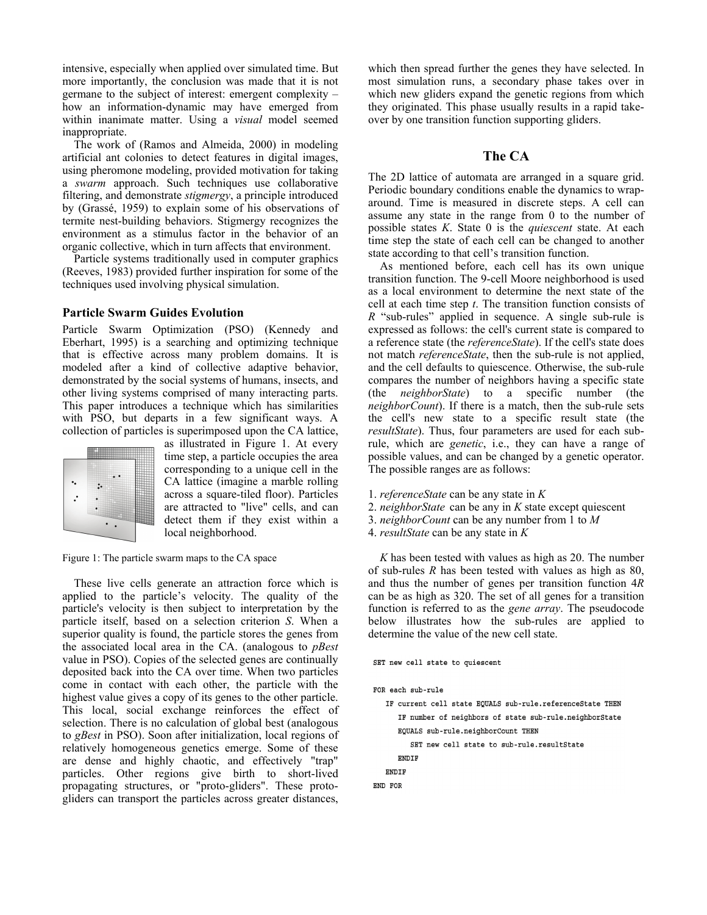intensive, especially when applied over simulated time. But more importantly, the conclusion was made that it is not germane to the subject of interest: emergent complexity – how an information-dynamic may have emerged from within inanimate matter. Using a *visual* model seemed inappropriate.

The work of (Ramos and Almeida, 2000) in modeling artificial ant colonies to detect features in digital images, using pheromone modeling, provided motivation for taking a *swarm* approach. Such techniques use collaborative filtering, and demonstrate *stigmergy*, a principle introduced by (Grassé, 1959) to explain some of his observations of termite nest-building behaviors. Stigmergy recognizes the environment as a stimulus factor in the behavior of an organic collective, which in turn affects that environment.

Particle systems traditionally used in computer graphics (Reeves, 1983) provided further inspiration for some of the techniques used involving physical simulation.

### Particle Swarm Guides Evolution

Particle Swarm Optimization (PSO) (Kennedy and Eberhart, 1995) is a searching and optimizing technique that is effective across many problem domains. It is modeled after a kind of collective adaptive behavior, demonstrated by the social systems of humans, insects, and other living systems comprised of many interacting parts. This paper introduces a technique which has similarities with PSO, but departs in a few significant ways. A collection of particles is superimposed upon the CA lattice, as illustrated in Figure 1. At every time step, a particle occupies the area corresponding to a unique cell in the CA lattice (imagine a marble rolling across a square-tiled floor). Particles are attracted to "live" cells, and can detect them if they exist within a local neighborhood.

Figure 1: The particle swarm maps to the CA space

These live cells generate an attraction force which is applied to the particle's velocity. The quality of the particle's velocity is then subject to interpretation by the particle itself, based on a selection criterion *S*. When a superior quality is found, the particle stores the genes from the associated local area in the CA. (analogous to *pBest* value in PSO). Copies of the selected genes are continually deposited back into the CA over time. When two particles come in contact with each other, the particle with the highest value gives a copy of its genes to the other particle. This local, social exchange reinforces the effect of selection. There is no calculation of global best (analogous to *gBest* in PSO). Soon after initialization, local regions of relatively homogeneous genetics emerge. Some of these are dense and highly chaotic, and effectively "trap" particles. Other regions give birth to short-lived propagating structures, or "proto-gliders". These proto-gliders can transport the particles across greater distances, which then spread further the genes they have selected. In most simulation runs, a secondary phase takes over in which new gliders expand the genetic regions from which they originated. This phase usually results in a rapid take-over by one transition function supporting gliders.

## The CA

The 2D lattice of automata are arranged in a square grid. Periodic boundary conditions enable the dynamics to wrap-around. Time is measured in discrete steps. A cell can assume any state in the range from 0 to the number of possible states *K*. State 0 is the *quiescent* state. At each time step the state of each cell can be changed to another state according to that cell's transition function.

As mentioned before, each cell has its own unique transition function. The 9-cell Moore neighborhood is used as a local environment to determine the next state of the cell at each time step *t*. The transition function consists of *R* "sub-rules" applied in sequence. A single sub-rule is expressed as follows: the cell's current state is compared to a reference state (the *referenceState*). If the cell's state does not match *referenceState*, then the sub-rule is not applied, and the cell defaults to quiescence. Otherwise, the sub-rule compares the number of neighbors having a specific state (the *neighborState*) to a specific number (the *neighborCount*). If there is a match, then the sub-rule sets the cell's new state to a specific result state (the *resultState*). Thus, four parameters are used for each sub-rule, which are *genetic*, i.e., they can have a range of possible values, and can be changed by a genetic operator. The possible ranges are as follows:

1. *referenceState* can be any state in *K*
2. *neighborState* can be any in *K* state except quiescent
3. *neighborCount* can be any number from 1 to *M*
4. *resultState* can be any state in *K*

*K* has been tested with values as high as 20. The number of sub-rules *R* has been tested with values as high as 80, and thus the number of genes per transition function 4*R* can be as high as 320. The set of all genes for a transition function is referred to as the *gene array*. The pseudocode below illustrates how the sub-rules are applied to determine the value of the new cell state.

```
SET new cell state to quiescent

FOR each sub-rule
   IF current cell state EQUALS sub-rule.referenceState THEN
      IF number of neighbors of state sub-rule.neighborState
      EQUALS sub-rule.neighborCount THEN
         SET new cell state to sub-rule.resultState
      ENDIF
   ENDIF
END FOR
```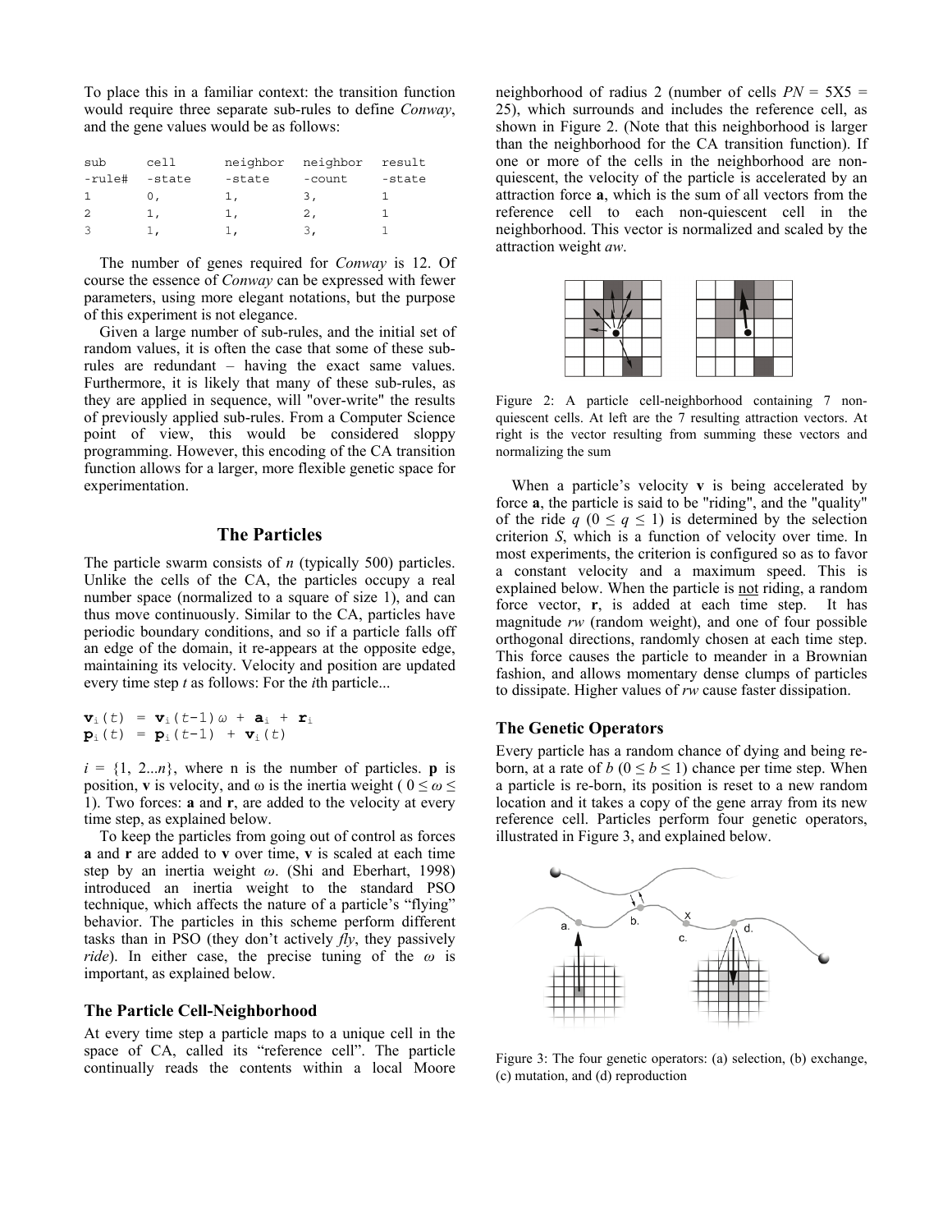To place this in a familiar context: the transition function would require three separate sub-rules to define *Conway*, and the gene values would be as follows:

```
sub      cell      neighbor  neighbor  result
-rule#   -state    -state    -count    -state
1        0,        1,        3,        1
2        1,        1,        2,        1
3        1,        1,        3,        1
```

The number of genes required for *Conway* is 12. Of course the essence of *Conway* can be expressed with fewer parameters, using more elegant notations, but the purpose of this experiment is not elegance.

Given a large number of sub-rules, and the initial set of random values, it is often the case that some of these sub-rules are redundant – having the exact same values. Furthermore, it is likely that many of these sub-rules, as they are applied in sequence, will "over-write" the results of previously applied sub-rules. From a Computer Science point of view, this would be considered sloppy programming. However, this encoding of the CA transition function allows for a larger, more flexible genetic space for experimentation.

## The Particles

The particle swarm consists of *n* (typically 500) particles. Unlike the cells of the CA, the particles occupy a real number space (normalized to a square of size 1), and can thus move continuously. Similar to the CA, particles have periodic boundary conditions, and so if a particle falls off an edge of the domain, it re-appears at the opposite edge, maintaining its velocity. Velocity and position are updated every time step *t* as follows: For the *i*th particle...

$$\mathbf{v}_i(t) = \mathbf{v}_i(t-1)\,\omega + \mathbf{a}_i + \mathbf{r}_i$$
$$\mathbf{p}_i(t) = \mathbf{p}_i(t-1) + \mathbf{v}_i(t)$$

$i = \{1, 2...n\}$, where n is the number of particles. $\mathbf{p}$ is position, $\mathbf{v}$ is velocity, and $\omega$ is the inertia weight ( $0 \leq \omega \leq 1$). Two forces: $\mathbf{a}$ and $\mathbf{r}$, are added to the velocity at every time step, as explained below.

To keep the particles from going out of control as forces $\mathbf{a}$ and $\mathbf{r}$ are added to $\mathbf{v}$ over time, $\mathbf{v}$ is scaled at each time step by an inertia weight $\omega$. (Shi and Eberhart, 1998) introduced an inertia weight to the standard PSO technique, which affects the nature of a particle's "flying" behavior. The particles in this scheme perform different tasks than in PSO (they don't actively *fly*, they passively *ride*). In either case, the precise tuning of the $\omega$ is important, as explained below.

### The Particle Cell-Neighborhood

At every time step a particle maps to a unique cell in the space of CA, called its "reference cell". The particle continually reads the contents within a local Moore neighborhood of radius 2 (number of cells *PN* = 5X5 = 25), which surrounds and includes the reference cell, as shown in Figure 2. (Note that this neighborhood is larger than the neighborhood for the CA transition function). If one or more of the cells in the neighborhood are non-quiescent, the velocity of the particle is accelerated by an attraction force $\mathbf{a}$, which is the sum of all vectors from the reference cell to each non-quiescent cell in the neighborhood. This vector is normalized and scaled by the attraction weight *aw*.

Figure 2: A particle cell-neighborhood containing 7 non-quiescent cells. At left are the 7 resulting attraction vectors. At right is the vector resulting from summing these vectors and normalizing the sum

When a particle's velocity $\mathbf{v}$ is being accelerated by force $\mathbf{a}$, the particle is said to be "riding", and the "quality" of the ride *q* ($0 \leq q \leq 1$) is determined by the selection criterion *S*, which is a function of velocity over time. In most experiments, the criterion is configured so as to favor a constant velocity and a maximum speed. This is explained below. When the particle is not riding, a random force vector, $\mathbf{r}$, is added at each time step. It has magnitude *rw* (random weight), and one of four possible orthogonal directions, randomly chosen at each time step. This force causes the particle to meander in a Brownian fashion, and allows momentary dense clumps of particles to dissipate. Higher values of *rw* cause faster dissipation.

### The Genetic Operators

Every particle has a random chance of dying and being re-born, at a rate of *b* ($0 \leq b \leq 1$) chance per time step. When a particle is re-born, its position is reset to a new random location and it takes a copy of the gene array from its new reference cell. Particles perform four genetic operators, illustrated in Figure 3, and explained below.

Figure 3: The four genetic operators: (a) selection, (b) exchange, (c) mutation, and (d) reproduction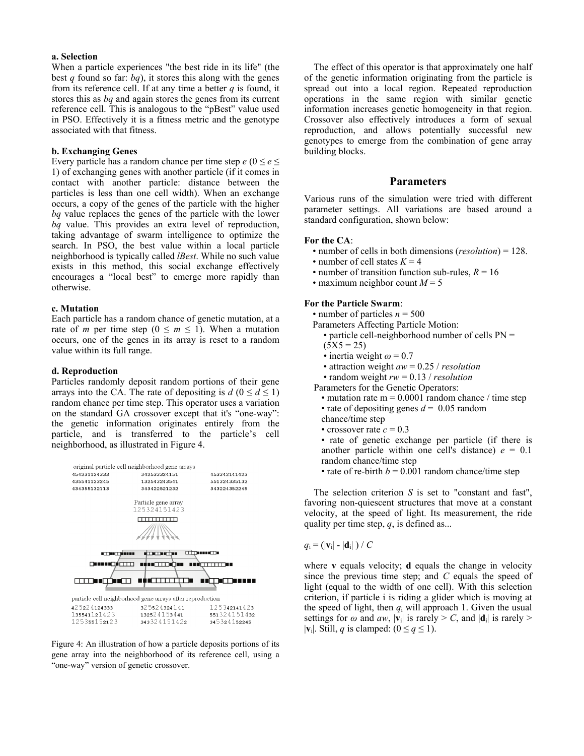**a. Selection**

When a particle experiences "the best ride in its life" (the best *q* found so far: *bq*), it stores this along with the genes from its reference cell. If at any time a better *q* is found, it stores this as *bq* and again stores the genes from its current reference cell. This is analogous to the "pBest" value used in PSO. Effectively it is a fitness metric and the genotype associated with that fitness.

**b. Exchanging Genes**

Every particle has a random chance per time step *e* ($0 \leq e \leq 1$) of exchanging genes with another particle (if it comes in contact with another particle: distance between the particles is less than one cell width). When an exchange occurs, a copy of the genes of the particle with the higher *bq* value replaces the genes of the particle with the lower *bq* value. This provides an extra level of reproduction, taking advantage of swarm intelligence to optimize the search. In PSO, the best value within a local particle neighborhood is typically called *lBest*. While no such value exists in this method, this social exchange effectively encourages a "local best" to emerge more rapidly than otherwise.

**c. Mutation**

Each particle has a random chance of genetic mutation, at a rate of *m* per time step ($0 \leq m \leq 1$). When a mutation occurs, one of the genes in its array is reset to a random value within its full range.

**d. Reproduction**

Particles randomly deposit random portions of their gene arrays into the CA. The rate of depositing is *d* ($0 \leq d \leq 1$) random chance per time step. This operator uses a variation on the standard GA crossover except that it's "one-way": the genetic information originates entirely from the particle, and is transferred to the particle's cell neighborhood, as illustrated in Figure 4.

Figure 4: An illustration of how a particle deposits portions of its gene array into the neighborhood of its reference cell, using a "one-way" version of genetic crossover.

The effect of this operator is that approximately one half of the genetic information originating from the particle is spread out into a local region. Repeated reproduction operations in the same region with similar genetic information increases genetic homogeneity in that region. Crossover also effectively introduces a form of sexual reproduction, and allows potentially successful new genotypes to emerge from the combination of gene array building blocks.

## Parameters

Various runs of the simulation were tried with different parameter settings. All variations are based around a standard configuration, shown below:

**For the CA**:

- number of cells in both dimensions (*resolution*) = 128.
- number of cell states $K = 4$
- number of transition function sub-rules, $R = 16$
- maximum neighbor count $M = 5$

**For the Particle Swarm**:

- number of particles $n = 500$

Parameters Affecting Particle Motion:

- particle cell-neighborhood number of cells PN = (5X5 = 25)
- inertia weight $\omega = 0.7$
- attraction weight $aw = 0.25$ / *resolution*
- random weight $rw = 0.13$ / *resolution*

Parameters for the Genetic Operators:

- mutation rate m = 0.0001 random chance / time step
- rate of depositing genes $d = 0.05$ random chance/time step
- crossover rate $c = 0.3$
- rate of genetic exchange per particle (if there is another particle within one cell's distance) $e = 0.1$ random chance/time step
- rate of re-birth $b = 0.001$ random chance/time step

The selection criterion *S* is set to "constant and fast", favoring non-quiescent structures that move at a constant velocity, at the speed of light. Its measurement, the ride quality per time step, *q*, is defined as...

$$q_i = (|\mathbf{v}_i| - |\mathbf{d}_i|) / C$$

where **v** equals velocity; **d** equals the change in velocity since the previous time step; and *C* equals the speed of light (equal to the width of one cell). With this selection criterion, if particle i is riding a glider which is moving at the speed of light, then $q_i$ will approach 1. Given the usual settings for $\omega$ and $aw$, $|\mathbf{v}_i|$ is rarely $> C$, and $|\mathbf{d}_i|$ is rarely $> |\mathbf{v}_i|$. Still, *q* is clamped: ($0 \leq q \leq 1$).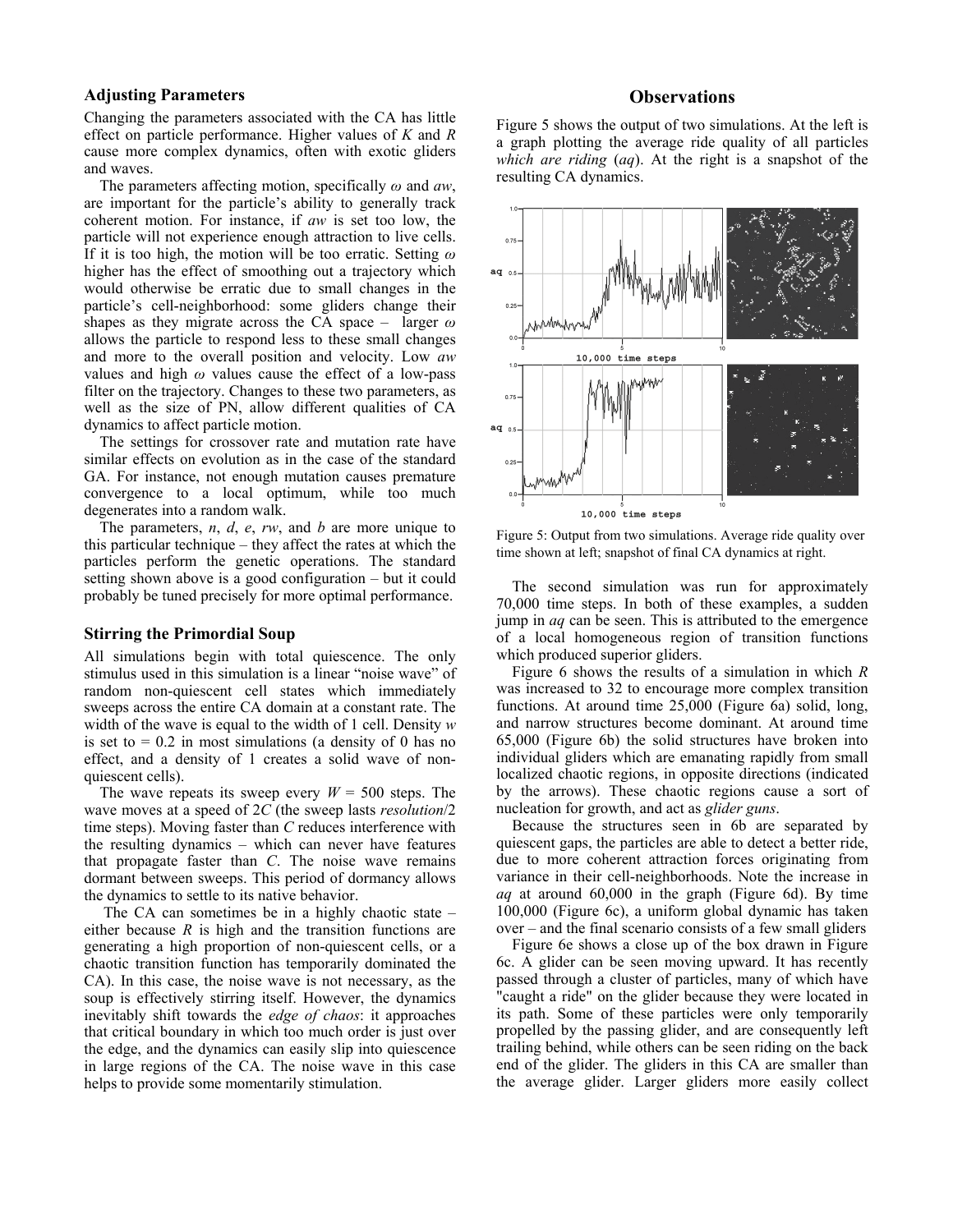### Adjusting Parameters

Changing the parameters associated with the CA has little effect on particle performance. Higher values of *K* and *R* cause more complex dynamics, often with exotic gliders and waves.

The parameters affecting motion, specifically $\omega$ and *aw*, are important for the particle's ability to generally track coherent motion. For instance, if *aw* is set too low, the particle will not experience enough attraction to live cells. If it is too high, the motion will be too erratic. Setting $\omega$ higher has the effect of smoothing out a trajectory which would otherwise be erratic due to small changes in the particle's cell-neighborhood: some gliders change their shapes as they migrate across the CA space – larger $\omega$ allows the particle to respond less to these small changes and more to the overall position and velocity. Low *aw* values and high $\omega$ values cause the effect of a low-pass filter on the trajectory. Changes to these two parameters, as well as the size of PN, allow different qualities of CA dynamics to affect particle motion.

The settings for crossover rate and mutation rate have similar effects on evolution as in the case of the standard GA. For instance, not enough mutation causes premature convergence to a local optimum, while too much degenerates into a random walk.

The parameters, *n*, *d*, *e*, *rw*, and *b* are more unique to this particular technique – they affect the rates at which the particles perform the genetic operations. The standard setting shown above is a good configuration – but it could probably be tuned precisely for more optimal performance.

### Stirring the Primordial Soup

All simulations begin with total quiescence. The only stimulus used in this simulation is a linear "noise wave" of random non-quiescent cell states which immediately sweeps across the entire CA domain at a constant rate. The width of the wave is equal to the width of 1 cell. Density *w* is set to = 0.2 in most simulations (a density of 0 has no effect, and a density of 1 creates a solid wave of non-quiescent cells).

The wave repeats its sweep every *W* = 500 steps. The wave moves at a speed of 2*C* (the sweep lasts *resolution*/2 time steps). Moving faster than *C* reduces interference with the resulting dynamics – which can never have features that propagate faster than *C*. The noise wave remains dormant between sweeps. This period of dormancy allows the dynamics to settle to its native behavior.

The CA can sometimes be in a highly chaotic state – either because *R* is high and the transition functions are generating a high proportion of non-quiescent cells, or a chaotic transition function has temporarily dominated the CA). In this case, the noise wave is not necessary, as the soup is effectively stirring itself. However, the dynamics inevitably shift towards the *edge of chaos*: it approaches that critical boundary in which too much order is just over the edge, and the dynamics can easily slip into quiescence in large regions of the CA. The noise wave in this case helps to provide some momentarily stimulation.

## Observations

Figure 5 shows the output of two simulations. At the left is a graph plotting the average ride quality of all particles *which are riding* (*aq*). At the right is a snapshot of the resulting CA dynamics.

Figure 5: Output from two simulations. Average ride quality over time shown at left; snapshot of final CA dynamics at right.

The second simulation was run for approximately 70,000 time steps. In both of these examples, a sudden jump in *aq* can be seen. This is attributed to the emergence of a local homogeneous region of transition functions which produced superior gliders.

Figure 6 shows the results of a simulation in which *R* was increased to 32 to encourage more complex transition functions. At around time 25,000 (Figure 6a) solid, long, and narrow structures become dominant. At around time 65,000 (Figure 6b) the solid structures have broken into individual gliders which are emanating rapidly from small localized chaotic regions, in opposite directions (indicated by the arrows). These chaotic regions cause a sort of nucleation for growth, and act as *glider guns*.

Because the structures seen in 6b are separated by quiescent gaps, the particles are able to detect a better ride, due to more coherent attraction forces originating from variance in their cell-neighborhoods. Note the increase in *aq* at around 60,000 in the graph (Figure 6d). By time 100,000 (Figure 6c), a uniform global dynamic has taken over – and the final scenario consists of a few small gliders

Figure 6e shows a close up of the box drawn in Figure 6c. A glider can be seen moving upward. It has recently passed through a cluster of particles, many of which have "caught a ride" on the glider because they were located in its path. Some of these particles were only temporarily propelled by the passing glider, and are consequently left trailing behind, while others can be seen riding on the back end of the glider. The gliders in this CA are smaller than the average glider. Larger gliders more easily collect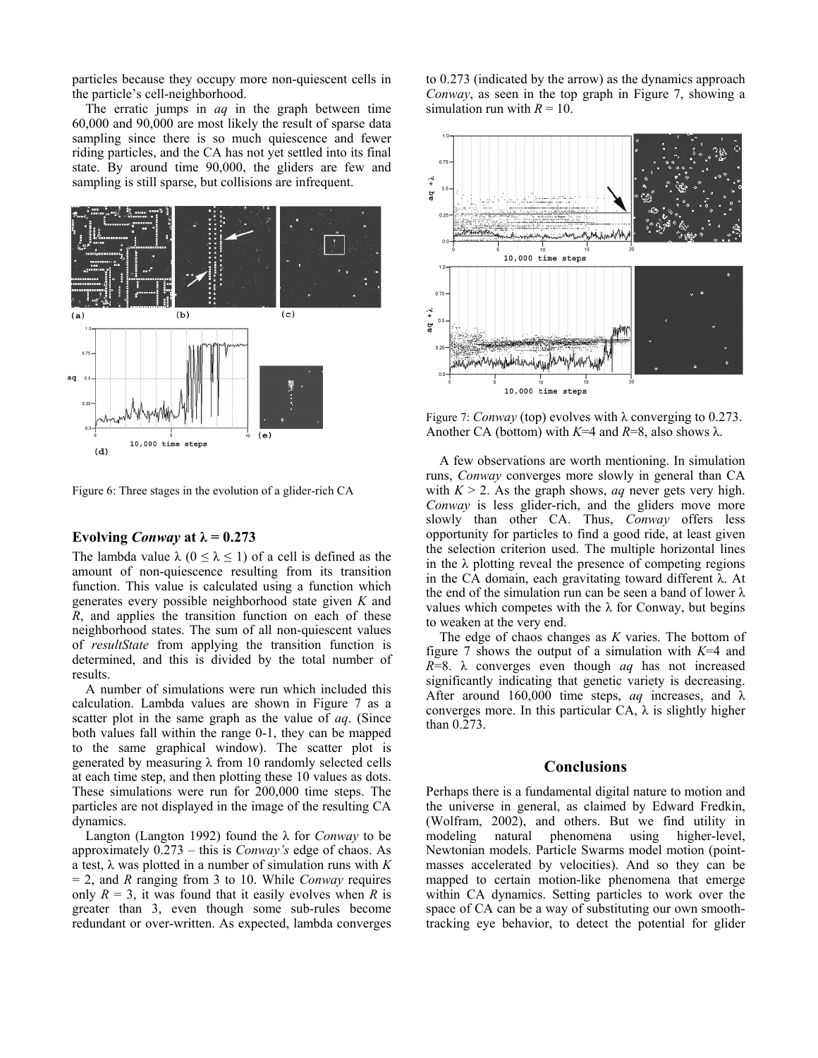particles because they occupy more non-quiescent cells in the particle's cell-neighborhood.

The erratic jumps in *aq* in the graph between time 60,000 and 90,000 are most likely the result of sparse data sampling since there is so much quiescence and fewer riding particles, and the CA has not yet settled into its final state. By around time 90,000, the gliders are few and sampling is still sparse, but collisions are infrequent.

Figure 6: Three stages in the evolution of a glider-rich CA

### Evolving *Conway* at λ = 0.273

The lambda value λ ($0 \leq \lambda \leq 1$) of a cell is defined as the amount of non-quiescence resulting from its transition function. This value is calculated using a function which generates every possible neighborhood state given *K* and *R*, and applies the transition function on each of these neighborhood states. The sum of all non-quiescent values of *resultState* from applying the transition function is determined, and this is divided by the total number of results.

A number of simulations were run which included this calculation. Lambda values are shown in Figure 7 as a scatter plot in the same graph as the value of *aq*. (Since both values fall within the range 0-1, they can be mapped to the same graphical window). The scatter plot is generated by measuring λ from 10 randomly selected cells at each time step, and then plotting these 10 values as dots. These simulations were run for 200,000 time steps. The particles are not displayed in the image of the resulting CA dynamics.

Langton (Langton 1992) found the λ for *Conway* to be approximately 0.273 – this is *Conway's* edge of chaos. As a test, λ was plotted in a number of simulation runs with *K* = 2, and *R* ranging from 3 to 10. While *Conway* requires only *R* = 3, it was found that it easily evolves when *R* is greater than 3, even though some sub-rules become redundant or over-written. As expected, lambda converges to 0.273 (indicated by the arrow) as the dynamics approach *Conway*, as seen in the top graph in Figure 7, showing a simulation run with *R* = 10.

Figure 7: *Conway* (top) evolves with λ converging to 0.273. Another CA (bottom) with *K*=4 and *R*=8, also shows λ.

A few observations are worth mentioning. In simulation runs, *Conway* converges more slowly in general than CA with *K* > 2. As the graph shows, *aq* never gets very high. *Conway* is less glider-rich, and the gliders move more slowly than other CA. Thus, *Conway* offers less opportunity for particles to find a good ride, at least given the selection criterion used. The multiple horizontal lines in the λ plotting reveal the presence of competing regions in the CA domain, each gravitating toward different λ. At the end of the simulation run can be seen a band of lower λ values which competes with the λ for Conway, but begins to weaken at the very end.

The edge of chaos changes as *K* varies. The bottom of figure 7 shows the output of a simulation with *K*=4 and *R*=8. λ converges even though *aq* has not increased significantly indicating that genetic variety is decreasing. After around 160,000 time steps, *aq* increases, and λ converges more. In this particular CA, λ is slightly higher than 0.273.

## Conclusions

Perhaps there is a fundamental digital nature to motion and the universe in general, as claimed by Edward Fredkin, (Wolfram, 2002), and others. But we find utility in modeling natural phenomena using higher-level, Newtonian models. Particle Swarms model motion (point-masses accelerated by velocities). And so they can be mapped to certain motion-like phenomena that emerge within CA dynamics. Setting particles to work over the space of CA can be a way of substituting our own smooth-tracking eye behavior, to detect the potential for glider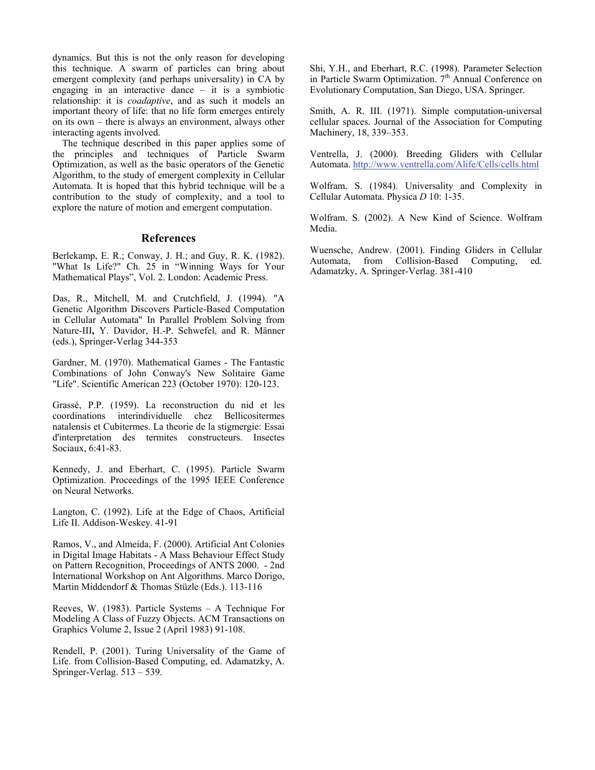dynamics. But this is not the only reason for developing this technique. A swarm of particles can bring about emergent complexity (and perhaps universality) in CA by engaging in an interactive dance – it is a symbiotic relationship: it is *coadaptive*, and as such it models an important theory of life: that no life form emerges entirely on its own – there is always an environment, always other interacting agents involved.

The technique described in this paper applies some of the principles and techniques of Particle Swarm Optimization, as well as the basic operators of the Genetic Algorithm, to the study of emergent complexity in Cellular Automata. It is hoped that this hybrid technique will be a contribution to the study of complexity, and a tool to explore the nature of motion and emergent computation.

## References

Berlekamp, E. R.; Conway, J. H.; and Guy, R. K. (1982). "What Is Life?" Ch. 25 in "Winning Ways for Your Mathematical Plays", Vol. 2. London: Academic Press.

Das, R., Mitchell, M. and Crutchfield, J. (1994). "A Genetic Algorithm Discovers Particle-Based Computation in Cellular Automata" In Parallel Problem Solving from Nature-III**,** Y. Davidor, H.-P. Schwefel, and R. Männer (eds.), Springer-Verlag 344-353

Gardner, M. (1970). Mathematical Games - The Fantastic Combinations of John Conway's New Solitaire Game "Life". Scientific American 223 (October 1970): 120-123.

Grassé, P.P. (1959). La reconstruction du nid et les coordinations interindividuelle chez Bellicositermes natalensis et Cubitermes. La theorie de la stigmergie: Essai d'interpretation des termites constructeurs. Insectes Sociaux, 6:41-83.

Kennedy, J. and Eberhart, C. (1995). Particle Swarm Optimization. Proceedings of the 1995 IEEE Conference on Neural Networks.

Langton, C. (1992). Life at the Edge of Chaos, Artificial Life II. Addison-Weskey. 41-91

Ramos, V., and Almeida, F. (2000). Artificial Ant Colonies in Digital Image Habitats - A Mass Behaviour Effect Study on Pattern Recognition, Proceedings of ANTS 2000. - 2nd International Workshop on Ant Algorithms. Marco Dorigo, Martin Middendorf & Thomas Stüzle (Eds.). 113-116

Reeves, W. (1983). Particle Systems – A Technique For Modeling A Class of Fuzzy Objects. ACM Transactions on Graphics Volume 2, Issue 2 (April 1983) 91-108.

Rendell, P. (2001). Turing Universality of the Game of Life. from Collision-Based Computing, ed. Adamatzky, A. Springer-Verlag. 513 – 539.

Shi, Y.H., and Eberhart, R.C. (1998). Parameter Selection in Particle Swarm Optimization. 7th Annual Conference on Evolutionary Computation, San Diego, USA. Springer.

Smith, A. R. III. (1971). Simple computation-universal cellular spaces. Journal of the Association for Computing Machinery, 18, 339–353.

Ventrella, J. (2000). Breeding Gliders with Cellular Automata. http://www.ventrella.com/Alife/Cells/cells.html

Wolfram. S. (1984). Universality and Complexity in Cellular Automata. Physica *D* 10: 1-35.

Wolfram. S. (2002). A New Kind of Science. Wolfram Media.

Wuensche, Andrew. (2001). Finding Gliders in Cellular Automata, from Collision-Based Computing, ed. Adamatzky, A. Springer-Verlag. 381-410